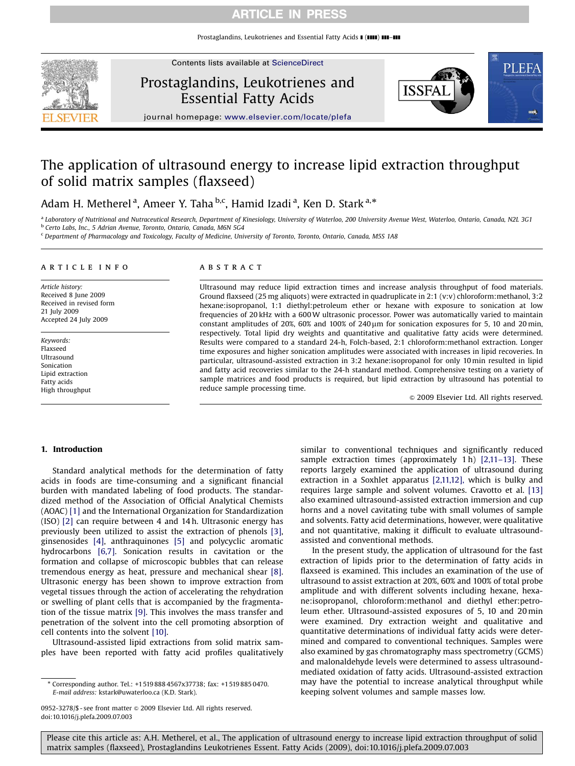# The application of ultrasound energy to increase lipid extraction throughput of solid matrix samples (flaxseed)

Adam H. Metherel [a], Ameer Y. Taha [b,c], Hamid Izadi [a], Ken D. Stark [a,*]

[a] Laboratory of Nutritional and Nutraceutical Research, Department of Kinesiology, University of Waterloo, 200 University Avenue West, Waterloo, Ontario, Canada, N2L 3G1
[b] Certo Labs, Inc., 5 Adrian Avenue, Toronto, Ontario, Canada, M6N 5G4
[c] Department of Pharmacology and Toxicology, Faculty of Medicine, University of Toronto, Toronto, Ontario, Canada, M5S 1A8

## ARTICLE INFO

*Article history:*
Received 8 June 2009
Received in revised form 21 July 2009
Accepted 24 July 2009

*Keywords:*
Flaxseed
Ultrasound
Sonication
Lipid extraction
Fatty acids
High throughput

## ABSTRACT

Ultrasound may reduce lipid extraction times and increase analysis throughput of food materials. Ground flaxseed (25 mg aliquots) were extracted in quadruplicate in 2:1 (v:v) chloroform:methanol, 3:2 hexane:isopropanol, 1:1 diethyl:petroleum ether or hexane with exposure to sonication at low frequencies of 20 kHz with a 600 W ultrasonic processor. Power was automatically varied to maintain constant amplitudes of 20%, 60% and 100% of 240 μm for sonication exposures for 5, 10 and 20 min, respectively. Total lipid dry weights and quantitative and qualitative fatty acids were determined. Results were compared to a standard 24-h, Folch-based, 2:1 chloroform:methanol extraction. Longer time exposures and higher sonication amplitudes were associated with increases in lipid recoveries. In particular, ultrasound-assisted extraction in 3:2 hexane:isopropanol for only 10 min resulted in lipid and fatty acid recoveries similar to the 24-h standard method. Comprehensive testing on a variety of sample matrices and food products is required, but lipid extraction by ultrasound has potential to reduce sample processing time.

© 2009 Elsevier Ltd. All rights reserved.

## 1. Introduction

Standard analytical methods for the determination of fatty acids in foods are time-consuming and a significant financial burden with mandated labeling of food products. The standardized method of the Association of Official Analytical Chemists (AOAC) [1] and the International Organization for Standardization (ISO) [2] can require between 4 and 14 h. Ultrasonic energy has previously been utilized to assist the extraction of phenols [3], ginsenosides [4], anthraquinones [5] and polycyclic aromatic hydrocarbons [6,7]. Sonication results in cavitation or the formation and collapse of microscopic bubbles that can release tremendous energy as heat, pressure and mechanical shear [8]. Ultrasonic energy has been shown to improve extraction from vegetal tissues through the action of accelerating the rehydration or swelling of plant cells that is accompanied by the fragmentation of the tissue matrix [9]. This involves the mass transfer and penetration of the solvent into the cell promoting absorption of cell contents into the solvent [10].

Ultrasound-assisted lipid extractions from solid matrix samples have been reported with fatty acid profiles qualitatively similar to conventional techniques and significantly reduced sample extraction times (approximately 1 h) [2,11–13]. These reports largely examined the application of ultrasound during extraction in a Soxhlet apparatus [2,11,12], which is bulky and requires large sample and solvent volumes. Cravotto et al. [13] also examined ultrasound-assisted extraction immersion and cup horns and a novel cavitating tube with small volumes of sample and solvents. Fatty acid determinations, however, were qualitative and not quantitative, making it difficult to evaluate ultrasound-assisted and conventional methods.

In the present study, the application of ultrasound for the fast extraction of lipids prior to the determination of fatty acids in flaxseed is examined. This includes an examination of the use of ultrasound to assist extraction at 20%, 60% and 100% of total probe amplitude and with different solvents including hexane, hexane:isopropanol, chloroform:methanol and diethyl ether:petroleum ether. Ultrasound-assisted exposures of 5, 10 and 20 min were examined. Dry extraction weight and qualitative and quantitative determinations of individual fatty acids were determined and compared to conventional techniques. Samples were also examined by gas chromatography mass spectrometry (GCMS) and malonaldehyde levels were determined to assess ultrasound-mediated oxidation of fatty acids. Ultrasound-assisted extraction may have the potential to increase analytical throughput while keeping solvent volumes and sample masses low.

\* Corresponding author. Tel.: +1 519 888 4567x37738; fax: +1 519 885 0470.
*E-mail address:* kstark@uwaterloo.ca (K.D. Stark).

0952-3278/$ - see front matter © 2009 Elsevier Ltd. All rights reserved.
doi:10.1016/j.plefa.2009.07.003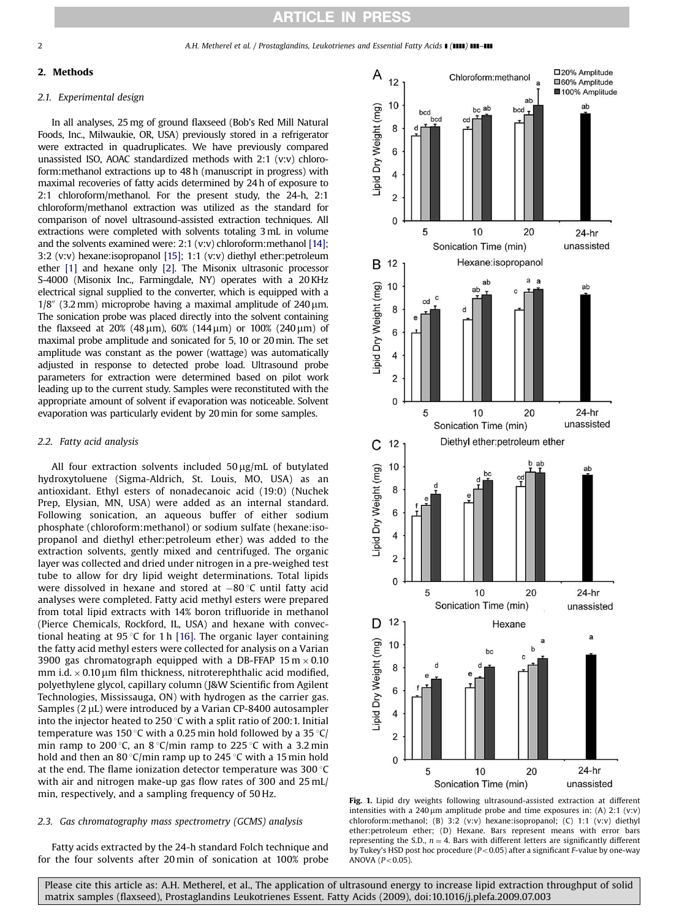## 2. Methods

### 2.1. Experimental design

In all analyses, 25 mg of ground flaxseed (Bob's Red Mill Natural Foods, Inc., Milwaukie, OR, USA) previously stored in a refrigerator were extracted in quadruplicates. We have previously compared unassisted ISO, AOAC standardized methods with 2:1 (v:v) chloroform:methanol extractions up to 48 h (manuscript in progress) with maximal recoveries of fatty acids determined by 24 h of exposure to 2:1 chloroform/methanol. For the present study, the 24-h, 2:1 chloroform/methanol extraction was utilized as the standard for comparison of novel ultrasound-assisted extraction techniques. All extractions were completed with solvents totaling 3 mL in volume and the solvents examined were: 2:1 (v:v) chloroform:methanol [14]; 3:2 (v:v) hexane:isopropanol [15]; 1:1 (v:v) diethyl ether:petroleum ether [1] and hexane only [2]. The Misonix ultrasonic processor S-4000 (Misonix Inc., Farmingdale, NY) operates with a 20 KHz electrical signal supplied to the converter, which is equipped with a 1/8″ (3.2 mm) microprobe having a maximal amplitude of 240 μm. The sonication probe was placed directly into the solvent containing the flaxseed at 20% (48 μm), 60% (144 μm) or 100% (240 μm) of maximal probe amplitude and sonicated for 5, 10 or 20 min. The set amplitude was constant as the power (wattage) was automatically adjusted in response to detected probe load. Ultrasound probe parameters for extraction were determined based on pilot work leading up to the current study. Samples were reconstituted with the appropriate amount of solvent if evaporation was noticeable. Solvent evaporation was particularly evident by 20 min for some samples.

### 2.2. Fatty acid analysis

All four extraction solvents included 50 μg/mL of butylated hydroxytoluene (Sigma-Aldrich, St. Louis, MO, USA) as an antioxidant. Ethyl esters of nonadecanoic acid (19:0) (Nuchek Prep, Elysian, MN, USA) were added as an internal standard. Following sonication, an aqueous buffer of either sodium phosphate (chloroform:methanol) or sodium sulfate (hexane:isopropanol and diethyl ether:petroleum ether) was added to the extraction solvents, gently mixed and centrifuged. The organic layer was collected and dried under nitrogen in a pre-weighed test tube to allow for dry lipid weight determinations. Total lipids were dissolved in hexane and stored at −80 °C until fatty acid analyses were completed. Fatty acid methyl esters were prepared from total lipid extracts with 14% boron trifluoride in methanol (Pierce Chemicals, Rockford, IL, USA) and hexane with convectional heating at 95 °C for 1 h [16]. The organic layer containing the fatty acid methyl esters were collected for analysis on a Varian 3900 gas chromatograph equipped with a DB-FFAP 15 m × 0.10 mm i.d. × 0.10 μm film thickness, nitroterephthalic acid modified, polyethylene glycol, capillary column (J&W Scientific from Agilent Technologies, Mississauga, ON) with hydrogen as the carrier gas. Samples (2 μL) were introduced by a Varian CP-8400 autosampler into the injector heated to 250 °C with a split ratio of 200:1. Initial temperature was 150 °C with a 0.25 min hold followed by a 35 °C/min ramp to 200 °C, an 8 °C/min ramp to 225 °C with a 3.2 min hold and then an 80 °C/min ramp up to 245 °C with a 15 min hold at the end. The flame ionization detector temperature was 300 °C with air and nitrogen make-up gas flow rates of 300 and 25 mL/min, respectively, and a sampling frequency of 50 Hz.

### 2.3. Gas chromatography mass spectrometry (GCMS) analysis

Fatty acids extracted by the 24-h standard Folch technique and for the four solvents after 20 min of sonication at 100% probe

**Fig. 1.** Lipid dry weights following ultrasound-assisted extraction at different intensities with a 240 μm amplitude probe and time exposures in: (A) 2:1 (v:v) chloroform:methanol; (B) 3:2 (v:v) hexane:isopropanol; (C) 1:1 (v:v) diethyl ether:petroleum ether; (D) Hexane. Bars represent means with error bars representing the S.D., $n = 4$. Bars with different letters are significantly different by Tukey's HSD post hoc procedure ($P < 0.05$) after a significant $F$-value by one-way ANOVA ($P < 0.05$).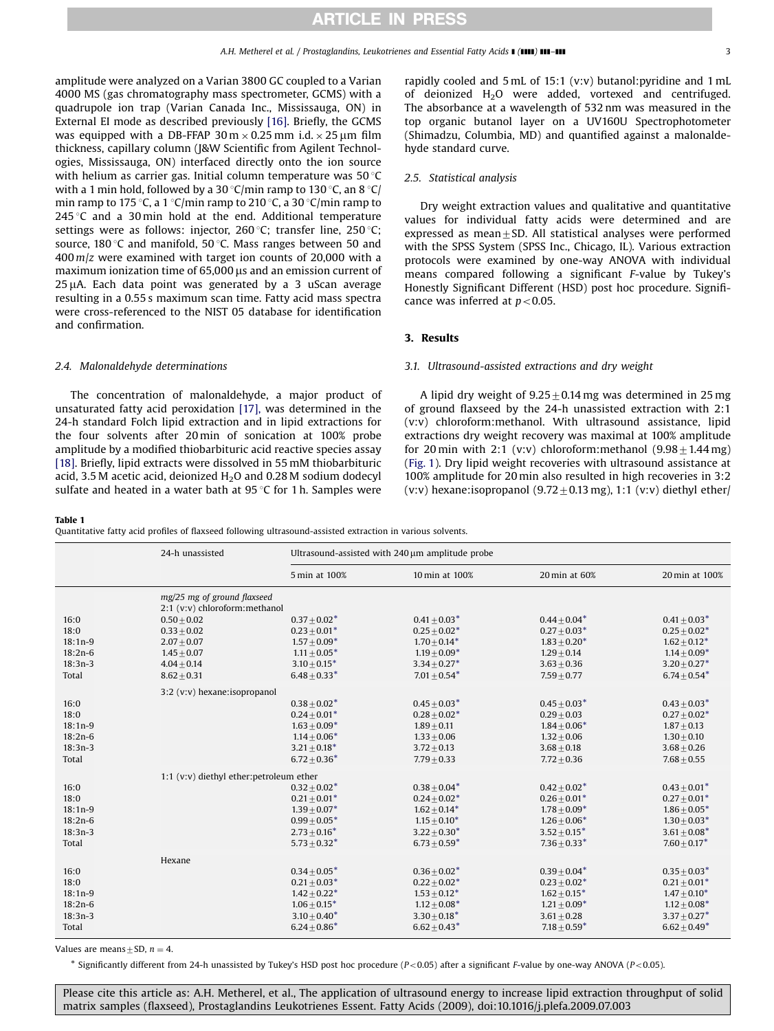amplitude were analyzed on a Varian 3800 GC coupled to a Varian 4000 MS (gas chromatography mass spectrometer, GCMS) with a quadrupole ion trap (Varian Canada Inc., Mississauga, ON) in External EI mode as described previously [16]. Briefly, the GCMS was equipped with a DB-FFAP 30 m × 0.25 mm i.d. × 25 μm film thickness, capillary column (J&W Scientific from Agilent Technologies, Mississauga, ON) interfaced directly onto the ion source with helium as carrier gas. Initial column temperature was 50 °C with a 1 min hold, followed by a 30 °C/min ramp to 130 °C, an 8 °C/min ramp to 175 °C, a 1 °C/min ramp to 210 °C, a 30 °C/min ramp to 245 °C and a 30 min hold at the end. Additional temperature settings were as follows: injector, 260 °C; transfer line, 250 °C; source, 180 °C and manifold, 50 °C. Mass ranges between 50 and 400 *m/z* were examined with target ion counts of 20,000 with a maximum ionization time of 65,000 μs and an emission current of 25 μA. Each data point was generated by a 3 uScan average resulting in a 0.55 s maximum scan time. Fatty acid mass spectra were cross-referenced to the NIST 05 database for identification and confirmation.

### 2.4. Malonaldehyde determinations

The concentration of malonaldehyde, a major product of unsaturated fatty acid peroxidation [17], was determined in the 24-h standard Folch lipid extraction and in lipid extractions for the four solvents after 20 min of sonication at 100% probe amplitude by a modified thiobarbituric acid reactive species assay [18]. Briefly, lipid extracts were dissolved in 55 mM thiobarbituric acid, 3.5 M acetic acid, deionized $H_2O$ and 0.28 M sodium dodecyl sulfate and heated in a water bath at 95 °C for 1 h. Samples were rapidly cooled and 5 mL of 15:1 (v:v) butanol:pyridine and 1 mL of deionized $H_2O$ were added, vortexed and centrifuged. The absorbance at a wavelength of 532 nm was measured in the top organic butanol layer on a UV160U Spectrophotometer (Shimadzu, Columbia, MD) and quantified against a malonaldehyde standard curve.

### 2.5. Statistical analysis

Dry weight extraction values and qualitative and quantitative values for individual fatty acids were determined and are expressed as mean ± SD. All statistical analyses were performed with the SPSS System (SPSS Inc., Chicago, IL). Various extraction protocols were examined by one-way ANOVA with individual means compared following a significant *F*-value by Tukey's Honestly Significant Different (HSD) post hoc procedure. Significance was inferred at $p<0.05$.

## 3. Results

### 3.1. Ultrasound-assisted extractions and dry weight

A lipid dry weight of 9.25 ± 0.14 mg was determined in 25 mg of ground flaxseed by the 24-h unassisted extraction with 2:1 (v:v) chloroform:methanol. With ultrasound assistance, lipid extractions dry weight recovery was maximal at 100% amplitude for 20 min with 2:1 (v:v) chloroform:methanol (9.98 ± 1.44 mg) (Fig. 1). Dry lipid weight recoveries with ultrasound assistance at 100% amplitude for 20 min also resulted in high recoveries in 3:2 (v:v) hexane:isopropanol (9.72 ± 0.13 mg), 1:1 (v:v) diethyl ether/

**Table 1**
Quantitative fatty acid profiles of flaxseed following ultrasound-assisted extraction in various solvents.

| | 24-h unassisted | Ultrasound-assisted with 240 μm amplitude probe | | | |
|---|---|---|---|---|---|
| | | 5 min at 100% | 10 min at 100% | 20 min at 60% | 20 min at 100% |
| | *mg/25 mg of ground flaxseed* 2:1 (v:v) chloroform:methanol | | | | |
| 16:0 | 0.50 ± 0.02 | 0.37 ± 0.02* | 0.41 ± 0.03* | 0.44 ± 0.04* | 0.41 ± 0.03* |
| 18:0 | 0.33 ± 0.02 | 0.23 ± 0.01* | 0.25 ± 0.02* | 0.27 ± 0.03* | 0.25 ± 0.02* |
| 18:1n-9 | 2.07 ± 0.07 | 1.57 ± 0.09* | 1.70 ± 0.14* | 1.83 ± 0.20* | 1.62 ± 0.12* |
| 18:2n-6 | 1.45 ± 0.07 | 1.11 ± 0.05* | 1.19 ± 0.09* | 1.29 ± 0.14 | 1.14 ± 0.09* |
| 18:3n-3 | 4.04 ± 0.14 | 3.10 ± 0.15* | 3.34 ± 0.27* | 3.63 ± 0.36 | 3.20 ± 0.27* |
| Total | 8.62 ± 0.31 | 6.48 ± 0.33* | 7.01 ± 0.54* | 7.59 ± 0.77 | 6.74 ± 0.54* |
| | 3:2 (v:v) hexane:isopropanol | | | | |
| 16:0 | | 0.38 ± 0.02* | 0.45 ± 0.03* | 0.45 ± 0.03* | 0.43 ± 0.03* |
| 18:0 | | 0.24 ± 0.01* | 0.28 ± 0.02* | 0.29 ± 0.03 | 0.27 ± 0.02* |
| 18:1n-9 | | 1.63 ± 0.09* | 1.89 ± 0.11 | 1.84 ± 0.06* | 1.87 ± 0.13 |
| 18:2n-6 | | 1.14 ± 0.06* | 1.33 ± 0.06 | 1.32 ± 0.06 | 1.30 ± 0.10 |
| 18:3n-3 | | 3.21 ± 0.18* | 3.72 ± 0.13 | 3.68 ± 0.18 | 3.68 ± 0.26 |
| Total | | 6.72 ± 0.36* | 7.79 ± 0.33 | 7.72 ± 0.36 | 7.68 ± 0.55 |
| | 1:1 (v:v) diethyl ether:petroleum ether | | | | |
| 16:0 | | 0.32 ± 0.02* | 0.38 ± 0.04* | 0.42 ± 0.02* | 0.43 ± 0.01* |
| 18:0 | | 0.21 ± 0.01* | 0.24 ± 0.02* | 0.26 ± 0.01* | 0.27 ± 0.01* |
| 18:1n-9 | | 1.39 ± 0.07* | 1.62 ± 0.14* | 1.78 ± 0.09* | 1.86 ± 0.05* |
| 18:2n-6 | | 0.99 ± 0.05* | 1.15 ± 0.10* | 1.26 ± 0.06* | 1.30 ± 0.03* |
| 18:3n-3 | | 2.73 ± 0.16* | 3.22 ± 0.30* | 3.52 ± 0.15* | 3.61 ± 0.08* |
| Total | | 5.73 ± 0.32* | 6.73 ± 0.59* | 7.36 ± 0.33* | 7.60 ± 0.17* |
| | Hexane | | | | |
| 16:0 | | 0.34 ± 0.05* | 0.36 ± 0.02* | 0.39 ± 0.04* | 0.35 ± 0.03* |
| 18:0 | | 0.21 ± 0.03* | 0.22 ± 0.02* | 0.23 ± 0.02* | 0.21 ± 0.01* |
| 18:1n-9 | | 1.42 ± 0.22* | 1.53 ± 0.12* | 1.62 ± 0.15* | 1.47 ± 0.10* |
| 18:2n-6 | | 1.06 ± 0.15* | 1.12 ± 0.08* | 1.21 ± 0.09* | 1.12 ± 0.08* |
| 18:3n-3 | | 3.10 ± 0.40* | 3.30 ± 0.18* | 3.61 ± 0.28 | 3.37 ± 0.27* |
| Total | | 6.24 ± 0.86* | 6.62 ± 0.43* | 7.18 ± 0.59* | 6.62 ± 0.49* |

Values are means ± SD, $n=4$.

\* Significantly different from 24-h unassisted by Tukey's HSD post hoc procedure ($P<0.05$) after a significant *F*-value by one-way ANOVA ($P<0.05$).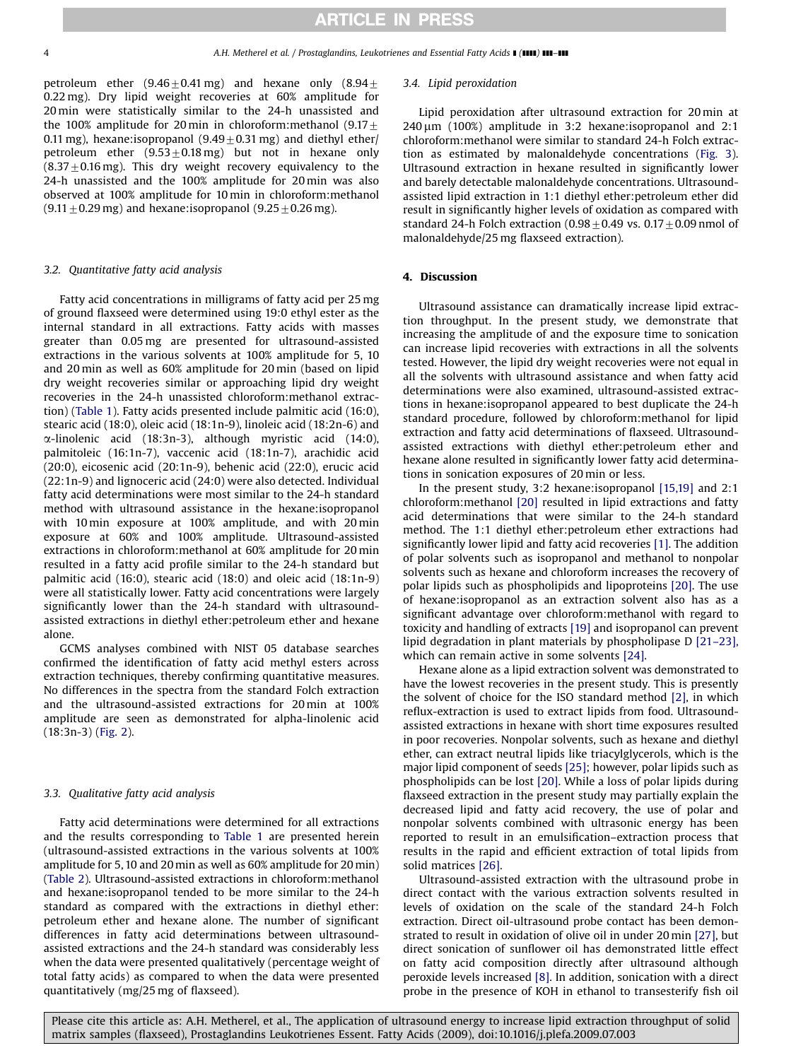petroleum ether ($9.46 \pm 0.41$ mg) and hexane only ($8.94 \pm 0.22$ mg). Dry lipid weight recoveries at 60% amplitude for 20 min were statistically similar to the 24-h unassisted and the 100% amplitude for 20 min in chloroform:methanol ($9.17 \pm 0.11$ mg), hexane:isopropanol ($9.49 \pm 0.31$ mg) and diethyl ether/petroleum ether ($9.53 \pm 0.18$ mg) but not in hexane only ($8.37 \pm 0.16$ mg). This dry weight recovery equivalency to the 24-h unassisted and the 100% amplitude for 20 min was also observed at 100% amplitude for 10 min in chloroform:methanol ($9.11 \pm 0.29$ mg) and hexane:isopropanol ($9.25 \pm 0.26$ mg).

### 3.2. Quantitative fatty acid analysis

Fatty acid concentrations in milligrams of fatty acid per 25 mg of ground flaxseed were determined using 19:0 ethyl ester as the internal standard in all extractions. Fatty acids with masses greater than 0.05 mg are presented for ultrasound-assisted extractions in the various solvents at 100% amplitude for 5, 10 and 20 min as well as 60% amplitude for 20 min (based on lipid dry weight recoveries similar or approaching lipid dry weight recoveries in the 24-h unassisted chloroform:methanol extraction) (Table 1). Fatty acids presented include palmitic acid (16:0), stearic acid (18:0), oleic acid (18:1n-9), linoleic acid (18:2n-6) and α-linolenic acid (18:3n-3), although myristic acid (14:0), palmitoleic (16:1n-7), vaccenic acid (18:1n-7), arachidic acid (20:0), eicosenic acid (20:1n-9), behenic acid (22:0), erucic acid (22:1n-9) and lignoceric acid (24:0) were also detected. Individual fatty acid determinations were most similar to the 24-h standard method with ultrasound assistance in the hexane:isopropanol with 10 min exposure at 100% amplitude, and with 20 min exposure at 60% and 100% amplitude. Ultrasound-assisted extractions in chloroform:methanol at 60% amplitude for 20 min resulted in a fatty acid profile similar to the 24-h standard but palmitic acid (16:0), stearic acid (18:0) and oleic acid (18:1n-9) were all statistically lower. Fatty acid concentrations were largely significantly lower than the 24-h standard with ultrasound-assisted extractions in diethyl ether:petroleum ether and hexane alone.

GCMS analyses combined with NIST 05 database searches confirmed the identification of fatty acid methyl esters across extraction techniques, thereby confirming quantitative measures. No differences in the spectra from the standard Folch extraction and the ultrasound-assisted extractions for 20 min at 100% amplitude are seen as demonstrated for alpha-linolenic acid (18:3n-3) (Fig. 2).

### 3.3. Qualitative fatty acid analysis

Fatty acid determinations were determined for all extractions and the results corresponding to Table 1 are presented herein (ultrasound-assisted extractions in the various solvents at 100% amplitude for 5, 10 and 20 min as well as 60% amplitude for 20 min) (Table 2). Ultrasound-assisted extractions in chloroform:methanol and hexane:isopropanol tended to be more similar to the 24-h standard as compared with the extractions in diethyl ether: petroleum ether and hexane alone. The number of significant differences in fatty acid determinations between ultrasound-assisted extractions and the 24-h standard was considerably less when the data were presented qualitatively (percentage weight of total fatty acids) as compared to when the data were presented quantitatively (mg/25 mg of flaxseed).

### 3.4. Lipid peroxidation

Lipid peroxidation after ultrasound extraction for 20 min at 240 μm (100%) amplitude in 3:2 hexane:isopropanol and 2:1 chloroform:methanol were similar to standard 24-h Folch extraction as estimated by malonaldehyde concentrations (Fig. 3). Ultrasound extraction in hexane resulted in significantly lower and barely detectable malonaldehyde concentrations. Ultrasound-assisted lipid extraction in 1:1 diethyl ether:petroleum ether did result in significantly higher levels of oxidation as compared with standard 24-h Folch extraction ($0.98 \pm 0.49$ vs. $0.17 \pm 0.09$ nmol of malonaldehyde/25 mg flaxseed extraction).

## 4. Discussion

Ultrasound assistance can dramatically increase lipid extraction throughput. In the present study, we demonstrate that increasing the amplitude of and the exposure time to sonication can increase lipid recoveries with extractions in all the solvents tested. However, the lipid dry weight recoveries were not equal in all the solvents with ultrasound assistance and when fatty acid determinations were also examined, ultrasound-assisted extractions in hexane:isopropanol appeared to best duplicate the 24-h standard procedure, followed by chloroform:methanol for lipid extraction and fatty acid determinations of flaxseed. Ultrasound-assisted extractions with diethyl ether:petroleum ether and hexane alone resulted in significantly lower fatty acid determinations in sonication exposures of 20 min or less.

In the present study, 3:2 hexane:isopropanol [15,19] and 2:1 chloroform:methanol [20] resulted in lipid extractions and fatty acid determinations that were similar to the 24-h standard method. The 1:1 diethyl ether:petroleum ether extractions had significantly lower lipid and fatty acid recoveries [1]. The addition of polar solvents such as isopropanol and methanol to nonpolar solvents such as hexane and chloroform increases the recovery of polar lipids such as phospholipids and lipoproteins [20]. The use of hexane:isopropanol as an extraction solvent also has as a significant advantage over chloroform:methanol with regard to toxicity and handling of extracts [19] and isopropanol can prevent lipid degradation in plant materials by phospholipase D [21–23], which can remain active in some solvents [24].

Hexane alone as a lipid extraction solvent was demonstrated to have the lowest recoveries in the present study. This is presently the solvent of choice for the ISO standard method [2], in which reflux-extraction is used to extract lipids from food. Ultrasound-assisted extractions in hexane with short time exposures resulted in poor recoveries. Nonpolar solvents, such as hexane and diethyl ether, can extract neutral lipids like triacylglycerols, which is the major lipid component of seeds [25]; however, polar lipids such as phospholipids can be lost [20]. While a loss of polar lipids during flaxseed extraction in the present study may partially explain the decreased lipid and fatty acid recovery, the use of polar and nonpolar solvents combined with ultrasonic energy has been reported to result in an emulsification–extraction process that results in the rapid and efficient extraction of total lipids from solid matrices [26].

Ultrasound-assisted extraction with the ultrasound probe in direct contact with the various extraction solvents resulted in levels of oxidation on the scale of the standard 24-h Folch extraction. Direct oil-ultrasound probe contact has been demonstrated to result in oxidation of olive oil in under 20 min [27], but direct sonication of sunflower oil has demonstrated little effect on fatty acid composition directly after ultrasound although peroxide levels increased [8]. In addition, sonication with a direct probe in the presence of KOH in ethanol to transesterify fish oil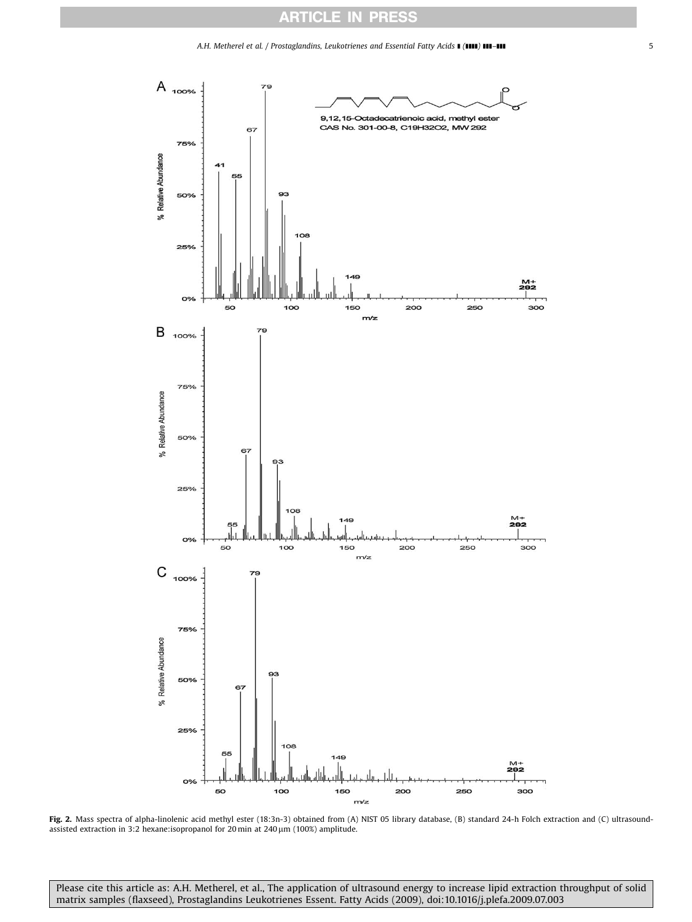**Fig. 2.** Mass spectra of alpha-linolenic acid methyl ester (18:3n-3) obtained from (A) NIST 05 library database, (B) standard 24-h Folch extraction and (C) ultrasound-assisted extraction in 3:2 hexane:isopropanol for 20 min at 240 μm (100%) amplitude.

Please cite this article as: A.H. Metherel, et al., The application of ultrasound energy to increase lipid extraction throughput of solid matrix samples (flaxseed), Prostaglandins Leukotrienes Essent. Fatty Acids (2009), doi:10.1016/j.plefa.2009.07.003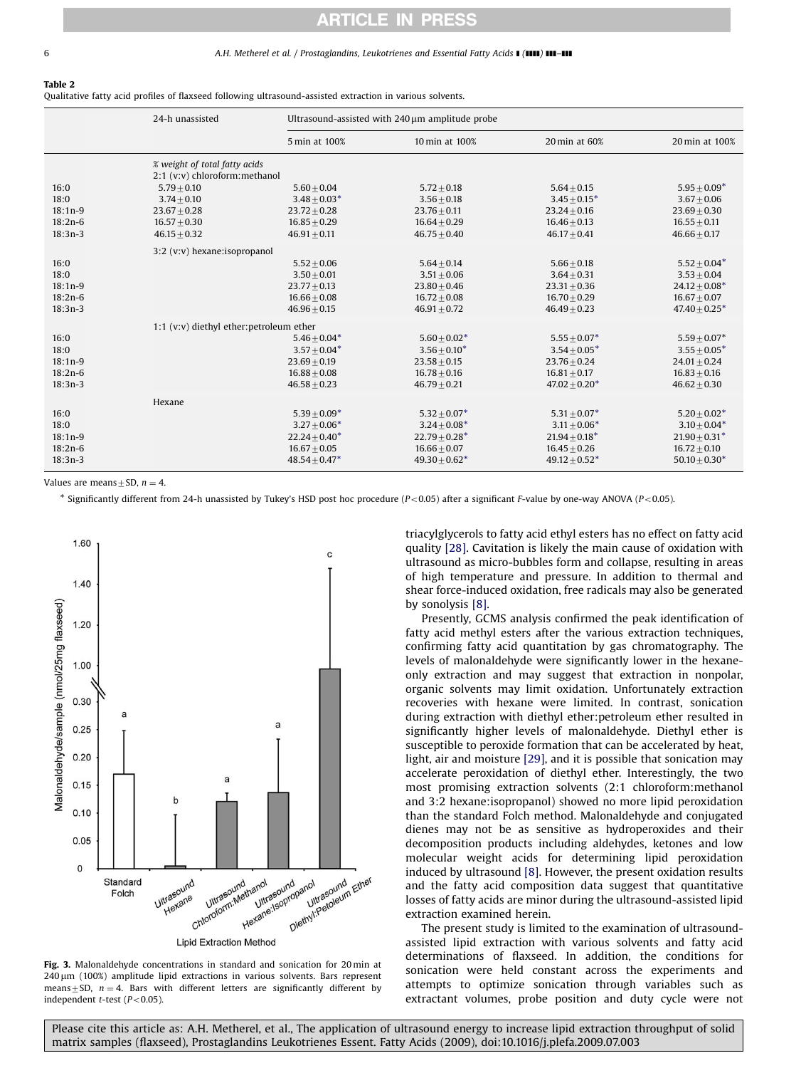**Table 2**
Qualitative fatty acid profiles of flaxseed following ultrasound-assisted extraction in various solvents.

| | 24-h unassisted | Ultrasound-assisted with 240 μm amplitude probe | | | |
|---|---|---|---|---|---|
| | | 5 min at 100% | 10 min at 100% | 20 min at 60% | 20 min at 100% |
| | *% weight of total fatty acids* | | | | |
| | 2:1 (v:v) chloroform:methanol | | | | |
| 16:0 | 5.79 ± 0.10 | 5.60 ± 0.04 | 5.72 ± 0.18 | 5.64 ± 0.15 | 5.95 ± 0.09* |
| 18:0 | 3.74 ± 0.10 | 3.48 ± 0.03* | 3.56 ± 0.18 | 3.45 ± 0.15* | 3.67 ± 0.06 |
| 18:1n-9 | 23.67 ± 0.28 | 23.72 ± 0.28 | 23.76 ± 0.11 | 23.24 ± 0.16 | 23.69 ± 0.30 |
| 18:2n-6 | 16.57 ± 0.30 | 16.85 ± 0.29 | 16.64 ± 0.29 | 16.46 ± 0.13 | 16.55 ± 0.11 |
| 18:3n-3 | 46.15 ± 0.32 | 46.91 ± 0.11 | 46.75 ± 0.40 | 46.17 ± 0.41 | 46.66 ± 0.17 |
| | 3:2 (v:v) hexane:isopropanol | | | | |
| 16:0 | | 5.52 ± 0.06 | 5.64 ± 0.14 | 5.66 ± 0.18 | 5.52 ± 0.04* |
| 18:0 | | 3.50 ± 0.01 | 3.51 ± 0.06 | 3.64 ± 0.31 | 3.53 ± 0.04 |
| 18:1n-9 | | 23.77 ± 0.13 | 23.80 ± 0.46 | 23.31 ± 0.36 | 24.12 ± 0.08* |
| 18:2n-6 | | 16.66 ± 0.08 | 16.72 ± 0.08 | 16.70 ± 0.29 | 16.67 ± 0.07 |
| 18:3n-3 | | 46.96 ± 0.15 | 46.91 ± 0.72 | 46.49 ± 0.23 | 47.40 ± 0.25* |
| | 1:1 (v:v) diethyl ether:petroleum ether | | | | |
| 16:0 | | 5.46 ± 0.04* | 5.60 ± 0.02* | 5.55 ± 0.07* | 5.59 ± 0.07* |
| 18:0 | | 3.57 ± 0.04* | 3.56 ± 0.10* | 3.54 ± 0.05* | 3.55 ± 0.05* |
| 18:1n-9 | | 23.69 ± 0.19 | 23.58 ± 0.15 | 23.76 ± 0.24 | 24.01 ± 0.24 |
| 18:2n-6 | | 16.88 ± 0.08 | 16.78 ± 0.16 | 16.81 ± 0.17 | 16.83 ± 0.16 |
| 18:3n-3 | | 46.58 ± 0.23 | 46.79 ± 0.21 | 47.02 ± 0.20* | 46.62 ± 0.30 |
| | Hexane | | | | |
| 16:0 | | 5.39 ± 0.09* | 5.32 ± 0.07* | 5.31 ± 0.07* | 5.20 ± 0.02* |
| 18:0 | | 3.27 ± 0.06* | 3.24 ± 0.08* | 3.11 ± 0.06* | 3.10 ± 0.04* |
| 18:1n-9 | | 22.24 ± 0.40* | 22.79 ± 0.28* | 21.94 ± 0.18* | 21.90 ± 0.31* |
| 18:2n-6 | | 16.67 ± 0.05 | 16.66 ± 0.07 | 16.45 ± 0.26 | 16.72 ± 0.10 |
| 18:3n-3 | | 48.54 ± 0.47* | 49.30 ± 0.62* | 49.12 ± 0.52* | 50.10 ± 0.30* |

Values are means ± SD, $n = 4$.

\* Significantly different from 24-h unassisted by Tukey's HSD post hoc procedure ($P < 0.05$) after a significant $F$-value by one-way ANOVA ($P < 0.05$).

**Fig. 3.** Malonaldehyde concentrations in standard and sonication for 20 min at 240 μm (100%) amplitude lipid extractions in various solvents. Bars represent means ± SD, $n = 4$. Bars with different letters are significantly different by independent $t$-test ($P < 0.05$).

triacylglycerols to fatty acid ethyl esters has no effect on fatty acid quality [28]. Cavitation is likely the main cause of oxidation with ultrasound as micro-bubbles form and collapse, resulting in areas of high temperature and pressure. In addition to thermal and shear force-induced oxidation, free radicals may also be generated by sonolysis [8].

Presently, GCMS analysis confirmed the peak identification of fatty acid methyl esters after the various extraction techniques, confirming fatty acid quantitation by gas chromatography. The levels of malonaldehyde were significantly lower in the hexane-only extraction and may suggest that extraction in nonpolar, organic solvents may limit oxidation. Unfortunately extraction recoveries with hexane were limited. In contrast, sonication during extraction with diethyl ether:petroleum ether resulted in significantly higher levels of malonaldehyde. Diethyl ether is susceptible to peroxide formation that can be accelerated by heat, light, air and moisture [29], and it is possible that sonication may accelerate peroxidation of diethyl ether. Interestingly, the two most promising extraction solvents (2:1 chloroform:methanol and 3:2 hexane:isopropanol) showed no more lipid peroxidation than the standard Folch method. Malonaldehyde and conjugated dienes may not be as sensitive as hydroperoxides and their decomposition products including aldehydes, ketones and low molecular weight acids for determining lipid peroxidation induced by ultrasound [8]. However, the present oxidation results and the fatty acid composition data suggest that quantitative losses of fatty acids are minor during the ultrasound-assisted lipid extraction examined herein.

The present study is limited to the examination of ultrasound-assisted lipid extraction with various solvents and fatty acid determinations of flaxseed. In addition, the conditions for sonication were held constant across the experiments and attempts to optimize sonication through variables such as extractant volumes, probe position and duty cycle were not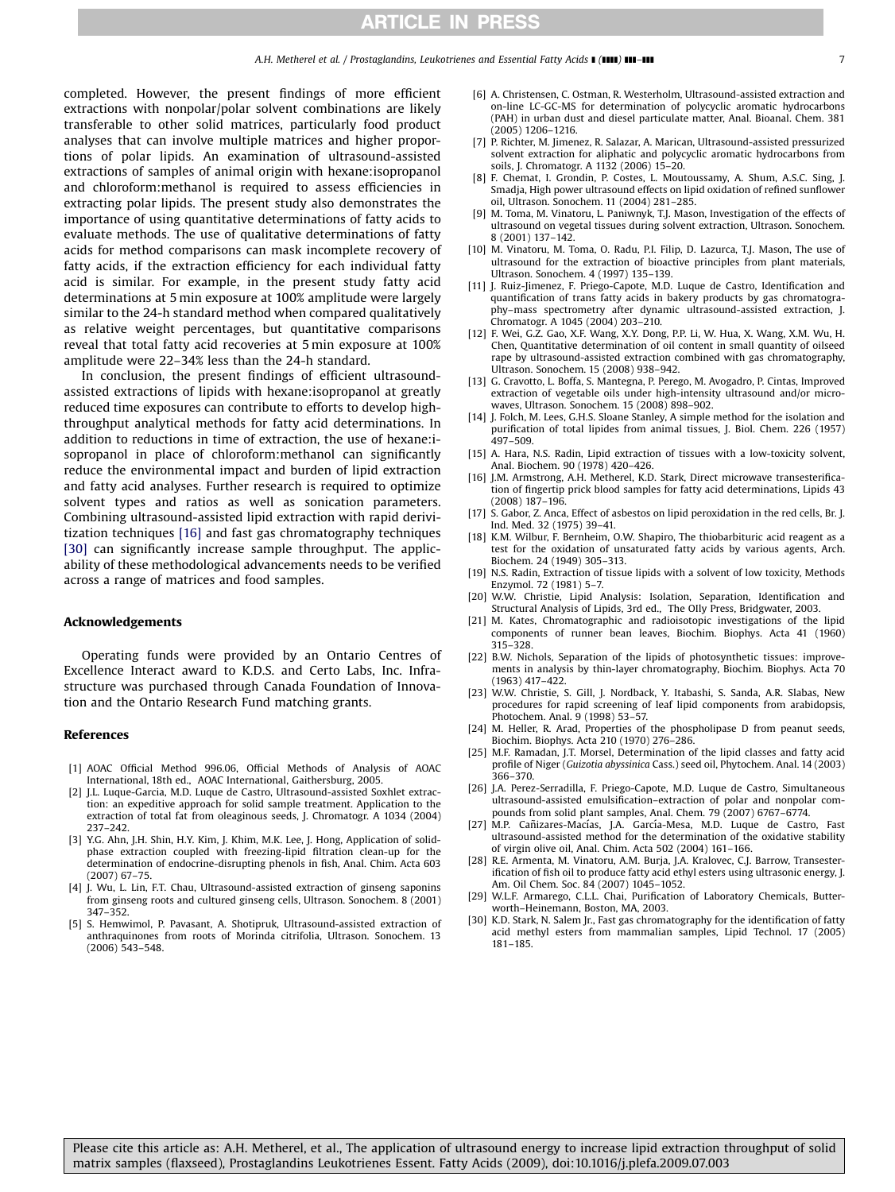completed. However, the present findings of more efficient extractions with nonpolar/polar solvent combinations are likely transferable to other solid matrices, particularly food product analyses that can involve multiple matrices and higher proportions of polar lipids. An examination of ultrasound-assisted extractions of samples of animal origin with hexane:isopropanol and chloroform:methanol is required to assess efficiencies in extracting polar lipids. The present study also demonstrates the importance of using quantitative determinations of fatty acids to evaluate methods. The use of qualitative determinations of fatty acids for method comparisons can mask incomplete recovery of fatty acids, if the extraction efficiency for each individual fatty acid is similar. For example, in the present study fatty acid determinations at 5 min exposure at 100% amplitude were largely similar to the 24-h standard method when compared qualitatively as relative weight percentages, but quantitative comparisons reveal that total fatty acid recoveries at 5 min exposure at 100% amplitude were 22–34% less than the 24-h standard.

In conclusion, the present findings of efficient ultrasound-assisted extractions of lipids with hexane:isopropanol at greatly reduced time exposures can contribute to efforts to develop high-throughput analytical methods for fatty acid determinations. In addition to reductions in time of extraction, the use of hexane:isopropanol in place of chloroform:methanol can significantly reduce the environmental impact and burden of lipid extraction and fatty acid analyses. Further research is required to optimize solvent types and ratios as well as sonication parameters. Combining ultrasound-assisted lipid extraction with rapid derivitization techniques [16] and fast gas chromatography techniques [30] can significantly increase sample throughput. The applicability of these methodological advancements needs to be verified across a range of matrices and food samples.

## Acknowledgements

Operating funds were provided by an Ontario Centres of Excellence Interact award to K.D.S. and Certo Labs, Inc. Infrastructure was purchased through Canada Foundation of Innovation and the Ontario Research Fund matching grants.

## References

[1] AOAC Official Method 996.06, Official Methods of Analysis of AOAC International, 18th ed., AOAC International, Gaithersburg, 2005.

[2] J.L. Luque-Garcia, M.D. Luque de Castro, Ultrasound-assisted Soxhlet extraction: an expeditive approach for solid sample treatment. Application to the extraction of total fat from oleaginous seeds, J. Chromatogr. A 1034 (2004) 237–242.

[3] Y.G. Ahn, J.H. Shin, H.Y. Kim, J. Khim, M.K. Lee, J. Hong, Application of solid-phase extraction coupled with freezing-lipid filtration clean-up for the determination of endocrine-disrupting phenols in fish, Anal. Chim. Acta 603 (2007) 67–75.

[4] J. Wu, L. Lin, F.T. Chau, Ultrasound-assisted extraction of ginseng saponins from ginseng roots and cultured ginseng cells, Ultrason. Sonochem. 8 (2001) 347–352.

[5] S. Hemwimol, P. Pavasant, A. Shotipruk, Ultrasound-assisted extraction of anthraquinones from roots of Morinda citrifolia, Ultrason. Sonochem. 13 (2006) 543–548.

[6] A. Christensen, C. Ostman, R. Westerholm, Ultrasound-assisted extraction and on-line LC-GC-MS for determination of polycyclic aromatic hydrocarbons (PAH) in urban dust and diesel particulate matter, Anal. Bioanal. Chem. 381 (2005) 1206–1216.

[7] P. Richter, M. Jimenez, R. Salazar, A. Marican, Ultrasound-assisted pressurized solvent extraction for aliphatic and polycyclic aromatic hydrocarbons from soils, J. Chromatogr. A 1132 (2006) 15–20.

[8] F. Chemat, I. Grondin, P. Costes, L. Moutoussamy, A. Shum, A.S.C. Sing, J. Smadja, High power ultrasound effects on lipid oxidation of refined sunflower oil, Ultrason. Sonochem. 11 (2004) 281–285.

[9] M. Toma, M. Vinatoru, L. Paniwnyk, T.J. Mason, Investigation of the effects of ultrasound on vegetal tissues during solvent extraction, Ultrason. Sonochem. 8 (2001) 137–142.

[10] M. Vinatoru, M. Toma, O. Radu, P.I. Filip, D. Lazurca, T.J. Mason, The use of ultrasound for the extraction of bioactive principles from plant materials, Ultrason. Sonochem. 4 (1997) 135–139.

[11] J. Ruiz-Jimenez, F. Priego-Capote, M.D. Luque de Castro, Identification and quantification of trans fatty acids in bakery products by gas chromatography–mass spectrometry after dynamic ultrasound-assisted extraction, J. Chromatogr. A 1045 (2004) 203–210.

[12] F. Wei, G.Z. Gao, X.F. Wang, X.Y. Dong, P.P. Li, W. Hua, X. Wang, X.M. Wu, H. Chen, Quantitative determination of oil content in small quantity of oilseed rape by ultrasound-assisted extraction combined with gas chromatography, Ultrason. Sonochem. 15 (2008) 938–942.

[13] G. Cravotto, L. Boffa, S. Mantegna, P. Perego, M. Avogadro, P. Cintas, Improved extraction of vegetable oils under high-intensity ultrasound and/or microwaves, Ultrason. Sonochem. 15 (2008) 898–902.

[14] J. Folch, M. Lees, G.H.S. Sloane Stanley, A simple method for the isolation and purification of total lipides from animal tissues, J. Biol. Chem. 226 (1957) 497–509.

[15] A. Hara, N.S. Radin, Lipid extraction of tissues with a low-toxicity solvent, Anal. Biochem. 90 (1978) 420–426.

[16] J.M. Armstrong, A.H. Metherel, K.D. Stark, Direct microwave transesterification of fingertip prick blood samples for fatty acid determinations, Lipids 43 (2008) 187–196.

[17] S. Gabor, Z. Anca, Effect of asbestos on lipid peroxidation in the red cells, Br. J. Ind. Med. 32 (1975) 39–41.

[18] K.M. Wilbur, F. Bernheim, O.W. Shapiro, The thiobarbituric acid reagent as a test for the oxidation of unsaturated fatty acids by various agents, Arch. Biochem. 24 (1949) 305–313.

[19] N.S. Radin, Extraction of tissue lipids with a solvent of low toxicity, Methods Enzymol. 72 (1981) 5–7.

[20] W.W. Christie, Lipid Analysis: Isolation, Separation, Identification and Structural Analysis of Lipids, 3rd ed., The OIly Press, Bridgwater, 2003.

[21] M. Kates, Chromatographic and radioisotopic investigations of the lipid components of runner bean leaves, Biochim. Biophys. Acta 41 (1960) 315–328.

[22] B.W. Nichols, Separation of the lipids of photosynthetic tissues: improvements in analysis by thin-layer chromatography, Biochim. Biophys. Acta 70 (1963) 417–422.

[23] W.W. Christie, S. Gill, J. Nordback, Y. Itabashi, S. Sanda, A.R. Slabas, New procedures for rapid screening of leaf lipid components from arabidopsis, Photochem. Anal. 9 (1998) 53–57.

[24] M. Heller, R. Arad, Properties of the phospholipase D from peanut seeds, Biochim. Biophys. Acta 210 (1970) 276–286.

[25] M.F. Ramadan, J.T. Morsel, Determination of the lipid classes and fatty acid profile of Niger (*Guizotia abyssinica* Cass.) seed oil, Phytochem. Anal. 14 (2003) 366–370.

[26] J.A. Perez-Serradilla, F. Priego-Capote, M.D. Luque de Castro, Simultaneous ultrasound-assisted emulsification–extraction of polar and nonpolar compounds from solid plant samples, Anal. Chem. 79 (2007) 6767–6774.

[27] M.P. Cañizares-Macías, J.A. García-Mesa, M.D. Luque de Castro, Fast ultrasound-assisted method for the determination of the oxidative stability of virgin olive oil, Anal. Chim. Acta 502 (2004) 161–166.

[28] R.E. Armenta, M. Vinatoru, A.M. Burja, J.A. Kralovec, C.J. Barrow, Transesterification of fish oil to produce fatty acid ethyl esters using ultrasonic energy, J. Am. Oil Chem. Soc. 84 (2007) 1045–1052.

[29] W.L.F. Armarego, C.L.L. Chai, Purification of Laboratory Chemicals, Butterworth–Heinemann, Boston, MA, 2003.

[30] K.D. Stark, N. Salem Jr., Fast gas chromatography for the identification of fatty acid methyl esters from mammalian samples, Lipid Technol. 17 (2005) 181–185.